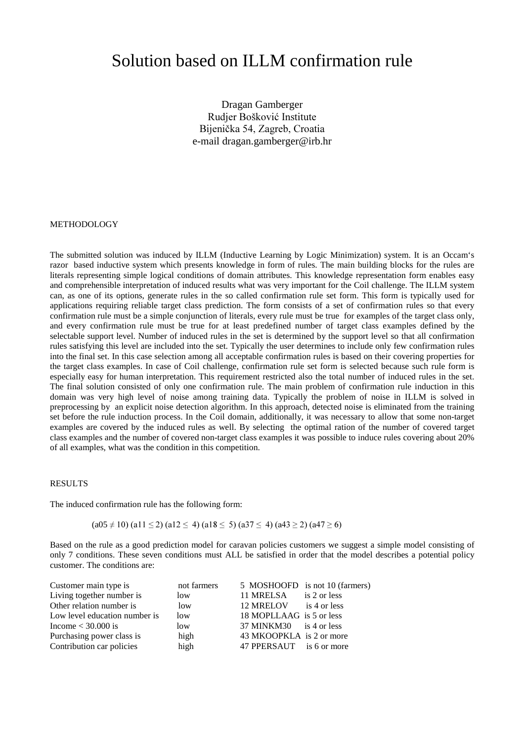# Solution based on ILLM confirmation rule

Dragan Gamberger
Rudjer Bošković Institute
Bijenička 54, Zagreb, Croatia
e-mail dragan.gamberger@irb.hr

## METHODOLOGY

The submitted solution was induced by ILLM (Inductive Learning by Logic Minimization) system. It is an Occam‘s razor based inductive system which presents knowledge in form of rules. The main building blocks for the rules are literals representing simple logical conditions of domain attributes. This knowledge representation form enables easy and comprehensible interpretation of induced results what was very important for the Coil challenge. The ILLM system can, as one of its options, generate rules in the so called confirmation rule set form. This form is typically used for applications requiring reliable target class prediction. The form consists of a set of confirmation rules so that every confirmation rule must be a simple conjunction of literals, every rule must be true for examples of the target class only, and every confirmation rule must be true for at least predefined number of target class examples defined by the selectable support level. Number of induced rules in the set is determined by the support level so that all confirmation rules satisfying this level are included into the set. Typically the user determines to include only few confirmation rules into the final set. In this case selection among all acceptable confirmation rules is based on their covering properties for the target class examples. In case of Coil challenge, confirmation rule set form is selected because such rule form is especially easy for human interpretation. This requirement restricted also the total number of induced rules in the set. The final solution consisted of only one confirmation rule. The main problem of confirmation rule induction in this domain was very high level of noise among training data. Typically the problem of noise in ILLM is solved in preprocessing by an explicit noise detection algorithm. In this approach, detected noise is eliminated from the training set before the rule induction process. In the Coil domain, additionally, it was necessary to allow that some non-target examples are covered by the induced rules as well. By selecting the optimal ration of the number of covered target class examples and the number of covered non-target class examples it was possible to induce rules covering about 20% of all examples, what was the condition in this competition.

## RESULTS

The induced confirmation rule has the following form:

$$(a05 \neq 10)\ (a11 \leq 2)\ (a12 \leq 4)\ (a18 \leq 5)\ (a37 \leq 4)\ (a43 \geq 2)\ (a47 \geq 6)$$

Based on the rule as a good prediction model for caravan policies customers we suggest a simple model consisting of only 7 conditions. These seven conditions must ALL be satisfied in order that the model describes a potential policy customer. The conditions are:

| | | | |
|---|---|---|---|
| Customer main type is | not farmers | 5 MOSHOOFD | is not 10 (farmers) |
| Living together number is | low | 11 MRELSA | is 2 or less |
| Other relation number is | low | 12 MRELOV | is 4 or less |
| Low level education number is | low | 18 MOPLLAAG | is 5 or less |
| Income < 30.000 is | low | 37 MINKM30 | is 4 or less |
| Purchasing power class is | high | 43 MKOOPKLA | is 2 or more |
| Contribution car policies | high | 47 PPERSAUT | is 6 or more |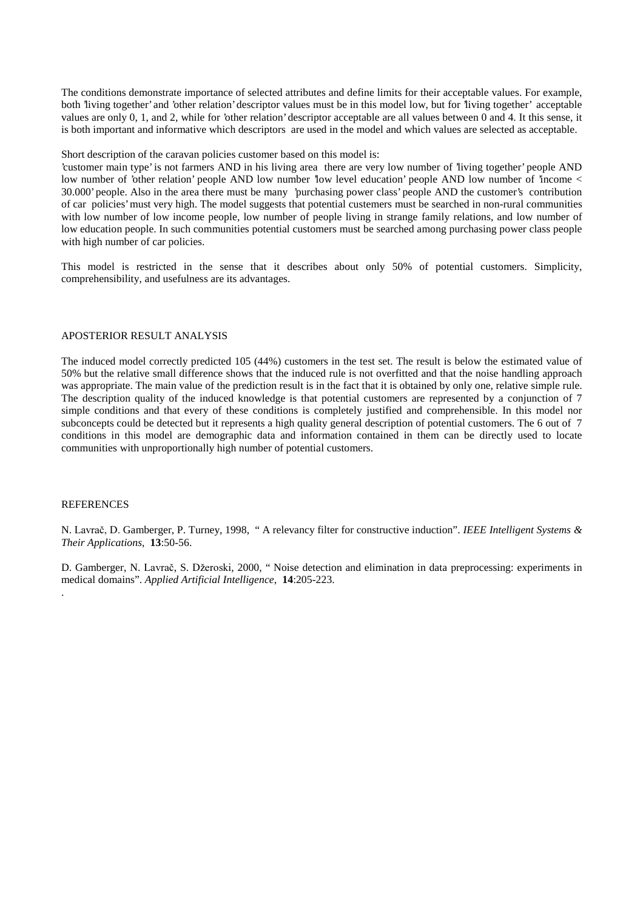The conditions demonstrate importance of selected attributes and define limits for their acceptable values. For example, both 'living together' and 'other relation' descriptor values must be in this model low, but for 'living together' acceptable values are only 0, 1, and 2, while for 'other relation' descriptor acceptable are all values between 0 and 4. It this sense, it is both important and informative which descriptors are used in the model and which values are selected as acceptable.

Short description of the caravan policies customer based on this model is:
'customer main type' is not farmers AND in his living area there are very low number of 'living together' people AND low number of 'other relation' people AND low number 'low level education' people AND low number of 'income < 30.000' people. Also in the area there must be many 'purchasing power class' people AND the customer's contribution of car policies' must very high. The model suggests that potential custemers must be searched in non-rural communities with low number of low income people, low number of people living in strange family relations, and low number of low education people. In such communities potential customers must be searched among purchasing power class people with high number of car policies.

This model is restricted in the sense that it describes about only 50% of potential customers. Simplicity, comprehensibility, and usefulness are its advantages.

## APOSTERIOR RESULT ANALYSIS

The induced model correctly predicted 105 (44%) customers in the test set. The result is below the estimated value of 50% but the relative small difference shows that the induced rule is not overfitted and that the noise handling approach was appropriate. The main value of the prediction result is in the fact that it is obtained by only one, relative simple rule. The description quality of the induced knowledge is that potential customers are represented by a conjunction of 7 simple conditions and that every of these conditions is completely justified and comprehensible. In this model nor subconcepts could be detected but it represents a high quality general description of potential customers. The 6 out of 7 conditions in this model are demographic data and information contained in them can be directly used to locate communities with unproportionally high number of potential customers.

## REFERENCES

N. Lavrač, D. Gamberger, P. Turney, 1998, "A relevancy filter for constructive induction". *IEEE Intelligent Systems & Their Applications*, **13**:50-56.

D. Gamberger, N. Lavrač, S. Džeroski, 2000, "Noise detection and elimination in data preprocessing: experiments in medical domains". *Applied Artificial Intelligence*, **14**:205-223.

.